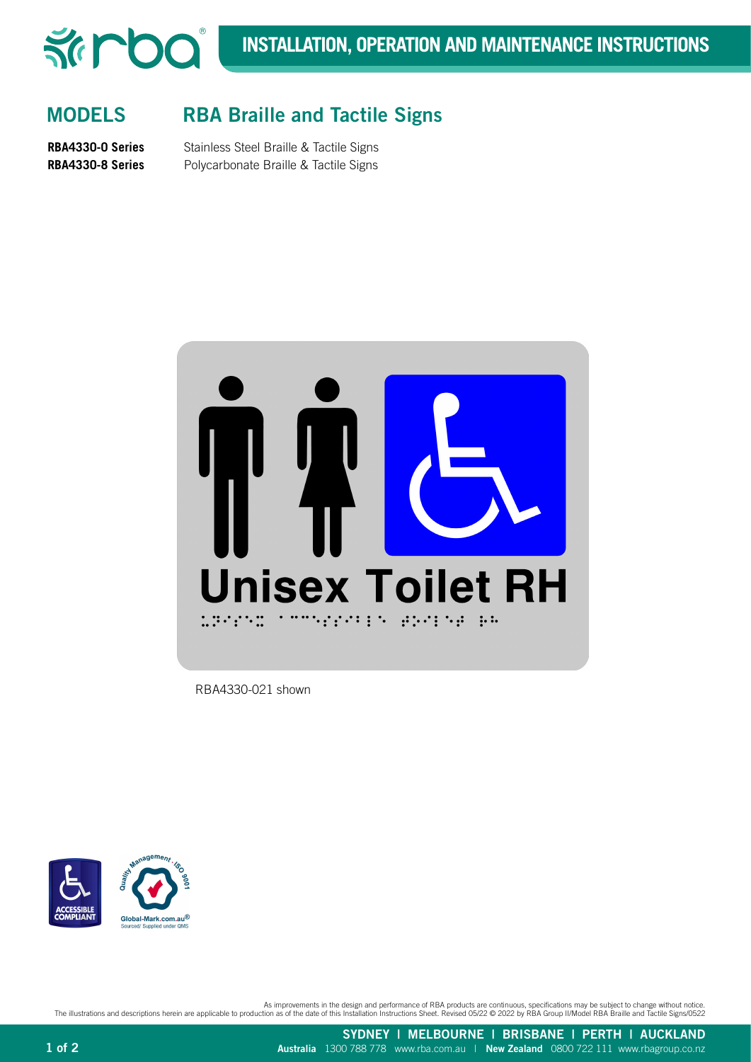# INSTALLATION, OPERATION AND MAINTENANCE INSTRUCTIONS

## MODELS — RBA Braille and Tactile Signs

**RBA4330-0 Series** Stainless Steel Braille & Tactile Signs

**RBA4330-8 Series** Polycarbonate Braille & Tactile Signs

Unisex Toilet RH

RBA4330-021 shown

ACCESSIBLE COMPLIANT

Quality Management · ISO 9001 Global-Mark.com.au® Sourced/ Supplied under QMS

As improvements in the design and performance of RBA products are continuous, specifications may be subject to change without notice. The illustrations and descriptions herein are applicable to production as of the date of this Installation Instructions Sheet. Revised 05/22 © 2022 by RBA Group II/Model RBA Braille and Tactile Signs/0522

SYDNEY | MELBOURNE | BRISBANE | PERTH | AUCKLAND

**Australia** 1300 788 778 www.rba.com.au | **New Zealand** 0800 722 111 www.rbagroup.co.nz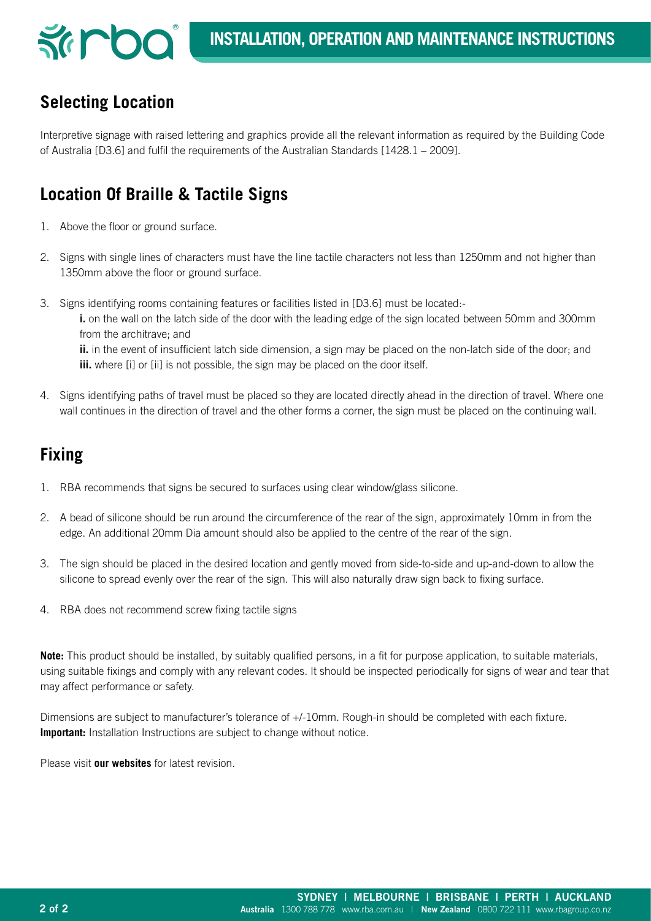## Selecting Location

Interpretive signage with raised lettering and graphics provide all the relevant information as required by the Building Code of Australia [D3.6] and fulfil the requirements of the Australian Standards [1428.1 – 2009].

## Location Of Braille & Tactile Signs

1. Above the floor or ground surface.
2. Signs with single lines of characters must have the line tactile characters not less than 1250mm and not higher than 1350mm above the floor or ground surface.
3. Signs identifying rooms containing features or facilities listed in [D3.6] must be located:-
   **i.** on the wall on the latch side of the door with the leading edge of the sign located between 50mm and 300mm from the architrave; and
   **ii.** in the event of insufficient latch side dimension, a sign may be placed on the non-latch side of the door; and
   **iii.** where [i] or [ii] is not possible, the sign may be placed on the door itself.
4. Signs identifying paths of travel must be placed so they are located directly ahead in the direction of travel. Where one wall continues in the direction of travel and the other forms a corner, the sign must be placed on the continuing wall.

## Fixing

1. RBA recommends that signs be secured to surfaces using clear window/glass silicone.
2. A bead of silicone should be run around the circumference of the rear of the sign, approximately 10mm in from the edge. An additional 20mm Dia amount should also be applied to the centre of the rear of the sign.
3. The sign should be placed in the desired location and gently moved from side-to-side and up-and-down to allow the silicone to spread evenly over the rear of the sign. This will also naturally draw sign back to fixing surface.
4. RBA does not recommend screw fixing tactile signs

**Note:** This product should be installed, by suitably qualified persons, in a fit for purpose application, to suitable materials, using suitable fixings and comply with any relevant codes. It should be inspected periodically for signs of wear and tear that may affect performance or safety.

Dimensions are subject to manufacturer's tolerance of +/-10mm. Rough-in should be completed with each fixture.
**Important:** Installation Instructions are subject to change without notice.

Please visit **our websites** for latest revision.

**SYDNEY | MELBOURNE | BRISBANE | PERTH | AUCKLAND**
**Australia** 1300 788 778 www.rba.com.au | **New Zealand** 0800 722 111 www.rbagroup.co.nz